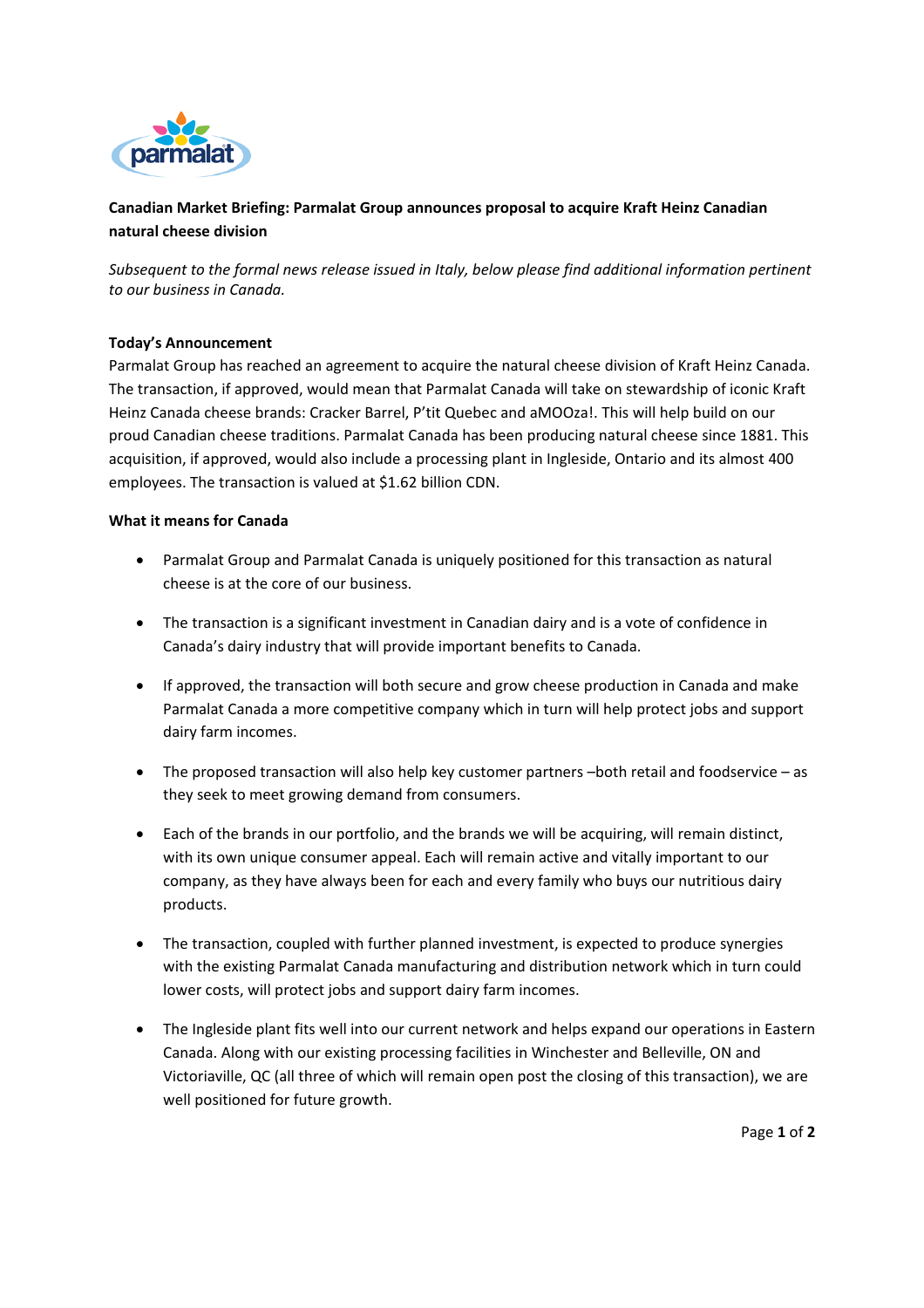**Canadian Market Briefing: Parmalat Group announces proposal to acquire Kraft Heinz Canadian natural cheese division**

*Subsequent to the formal news release issued in Italy, below please find additional information pertinent to our business in Canada.*

**Today's Announcement**

Parmalat Group has reached an agreement to acquire the natural cheese division of Kraft Heinz Canada. The transaction, if approved, would mean that Parmalat Canada will take on stewardship of iconic Kraft Heinz Canada cheese brands: Cracker Barrel, P'tit Quebec and aMOOza!. This will help build on our proud Canadian cheese traditions. Parmalat Canada has been producing natural cheese since 1881. This acquisition, if approved, would also include a processing plant in Ingleside, Ontario and its almost 400 employees. The transaction is valued at $1.62 billion CDN.

**What it means for Canada**

- Parmalat Group and Parmalat Canada is uniquely positioned for this transaction as natural cheese is at the core of our business.
- The transaction is a significant investment in Canadian dairy and is a vote of confidence in Canada's dairy industry that will provide important benefits to Canada.
- If approved, the transaction will both secure and grow cheese production in Canada and make Parmalat Canada a more competitive company which in turn will help protect jobs and support dairy farm incomes.
- The proposed transaction will also help key customer partners –both retail and foodservice – as they seek to meet growing demand from consumers.
- Each of the brands in our portfolio, and the brands we will be acquiring, will remain distinct, with its own unique consumer appeal. Each will remain active and vitally important to our company, as they have always been for each and every family who buys our nutritious dairy products.
- The transaction, coupled with further planned investment, is expected to produce synergies with the existing Parmalat Canada manufacturing and distribution network which in turn could lower costs, will protect jobs and support dairy farm incomes.
- The Ingleside plant fits well into our current network and helps expand our operations in Eastern Canada. Along with our existing processing facilities in Winchester and Belleville, ON and Victoriaville, QC (all three of which will remain open post the closing of this transaction), we are well positioned for future growth.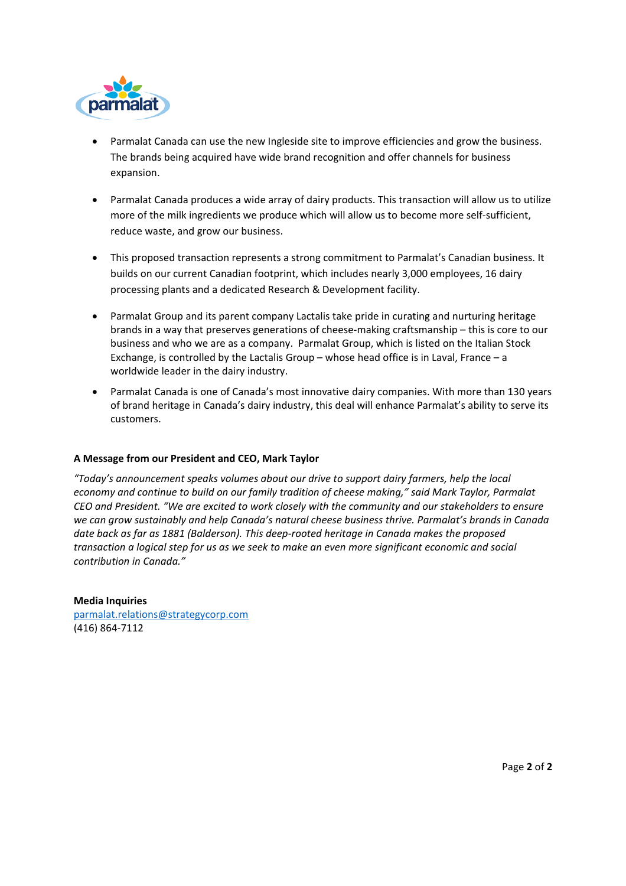- Parmalat Canada can use the new Ingleside site to improve efficiencies and grow the business. The brands being acquired have wide brand recognition and offer channels for business expansion.

- Parmalat Canada produces a wide array of dairy products. This transaction will allow us to utilize more of the milk ingredients we produce which will allow us to become more self-sufficient, reduce waste, and grow our business.

- This proposed transaction represents a strong commitment to Parmalat's Canadian business. It builds on our current Canadian footprint, which includes nearly 3,000 employees, 16 dairy processing plants and a dedicated Research & Development facility.

- Parmalat Group and its parent company Lactalis take pride in curating and nurturing heritage brands in a way that preserves generations of cheese-making craftsmanship – this is core to our business and who we are as a company. Parmalat Group, which is listed on the Italian Stock Exchange, is controlled by the Lactalis Group – whose head office is in Laval, France – a worldwide leader in the dairy industry.

- Parmalat Canada is one of Canada's most innovative dairy companies. With more than 130 years of brand heritage in Canada's dairy industry, this deal will enhance Parmalat's ability to serve its customers.

**A Message from our President and CEO, Mark Taylor**

*"Today's announcement speaks volumes about our drive to support dairy farmers, help the local economy and continue to build on our family tradition of cheese making," said Mark Taylor, Parmalat CEO and President. "We are excited to work closely with the community and our stakeholders to ensure we can grow sustainably and help Canada's natural cheese business thrive. Parmalat's brands in Canada date back as far as 1881 (Balderson). This deep-rooted heritage in Canada makes the proposed transaction a logical step for us as we seek to make an even more significant economic and social contribution in Canada."*

**Media Inquiries**
parmalat.relations@strategycorp.com
(416) 864-7112